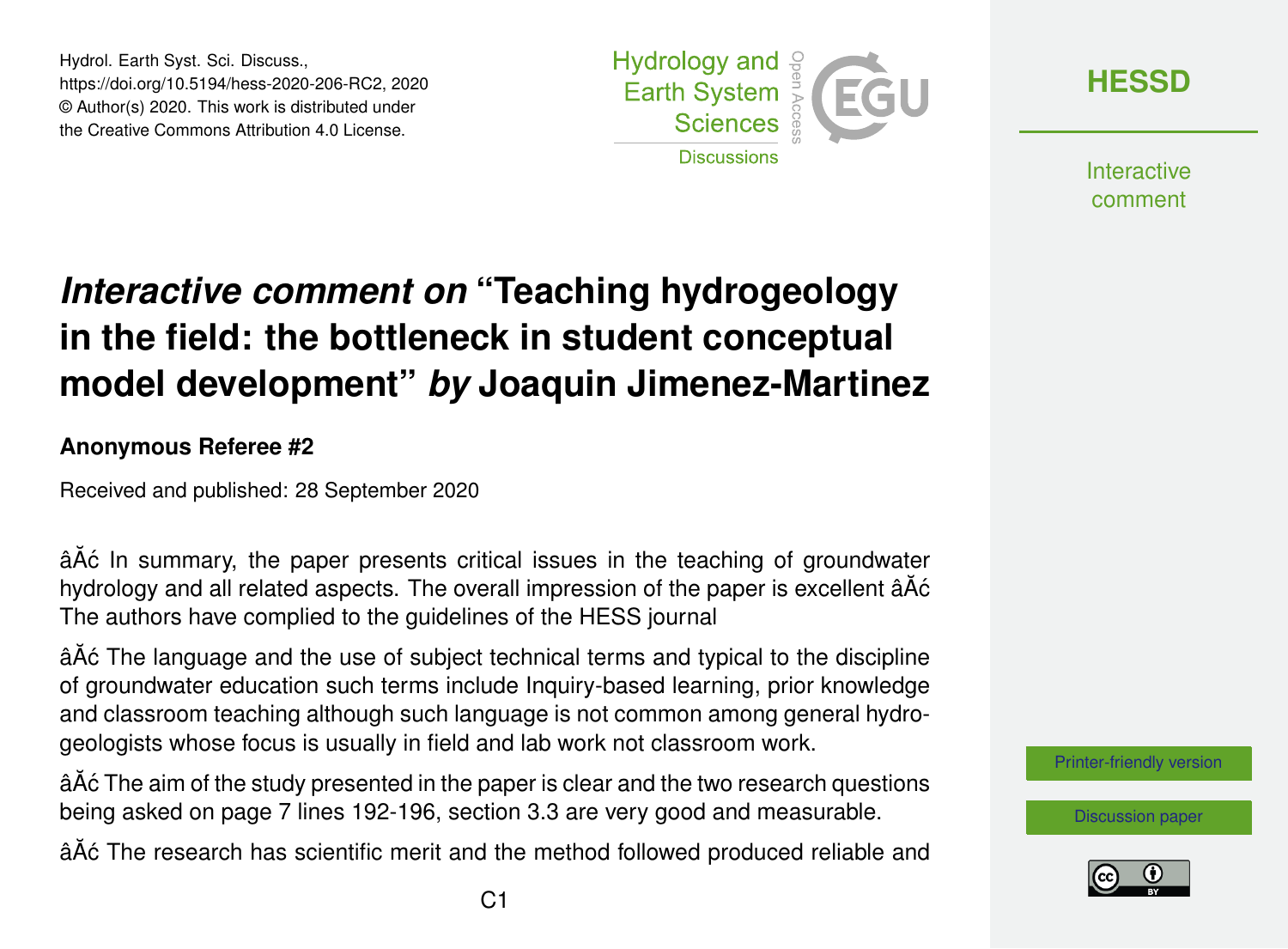Hydrol. Earth Syst. Sci. Discuss.,
https://doi.org/10.5194/hess-2020-206-RC2, 2020
© Author(s) 2020. This work is distributed under
the Creative Commons Attribution 4.0 License.

# *Interactive comment on* "Teaching hydrogeology in the field: the bottleneck in student conceptual model development" *by* Joaquin Jimenez-Martinez

**Anonymous Referee #2**

Received and published: 28 September 2020

âĂć In summary, the paper presents critical issues in the teaching of groundwater hydrology and all related aspects. The overall impression of the paper is excellent âĂć The authors have complied to the guidelines of the HESS journal

âĂć The language and the use of subject technical terms and typical to the discipline of groundwater education such terms include Inquiry-based learning, prior knowledge and classroom teaching although such language is not common among general hydrogeologists whose focus is usually in field and lab work not classroom work.

âĂć The aim of the study presented in the paper is clear and the two research questions being asked on page 7 lines 192-196, section 3.3 are very good and measurable.

âĂć The research has scientific merit and the method followed produced reliable and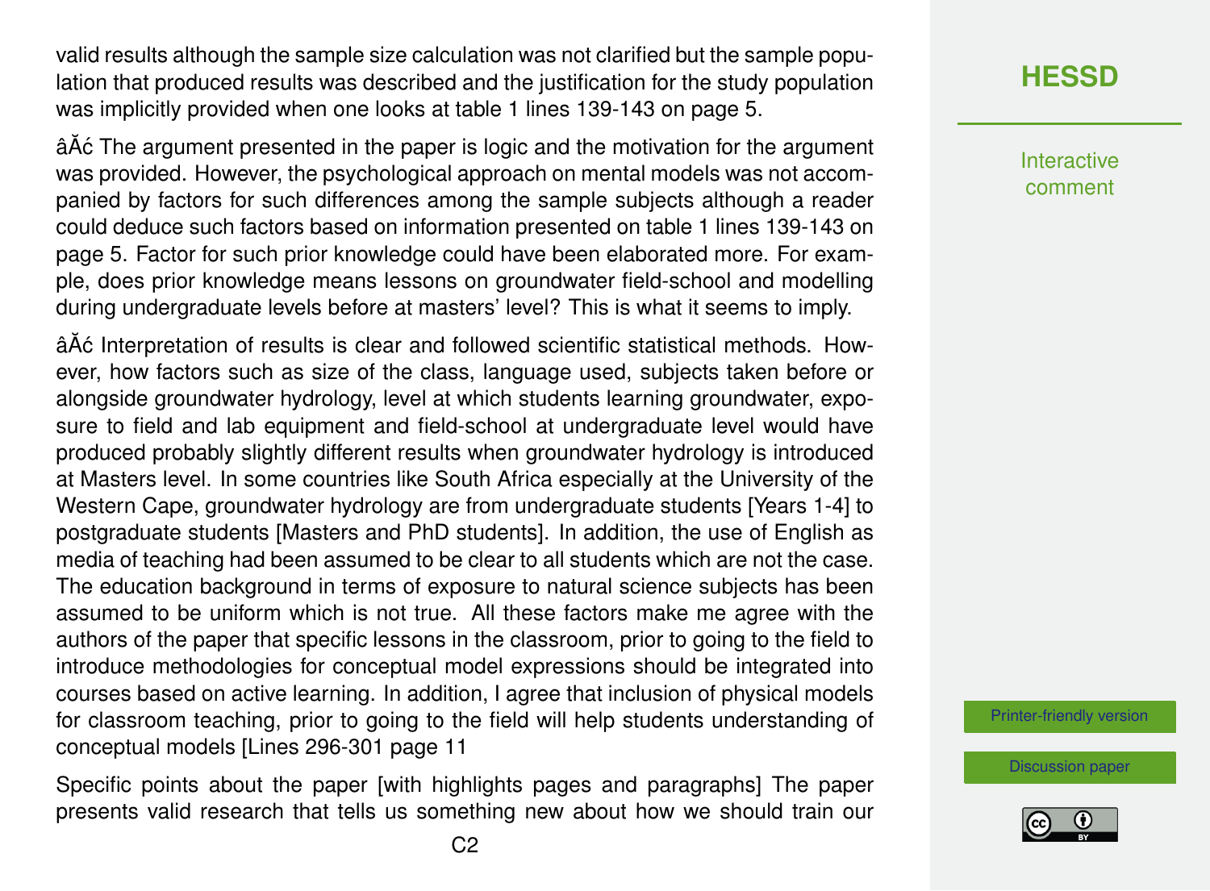valid results although the sample size calculation was not clarified but the sample population that produced results was described and the justification for the study population was implicitly provided when one looks at table 1 lines 139-143 on page 5.

âĂć The argument presented in the paper is logic and the motivation for the argument was provided. However, the psychological approach on mental models was not accompanied by factors for such differences among the sample subjects although a reader could deduce such factors based on information presented on table 1 lines 139-143 on page 5. Factor for such prior knowledge could have been elaborated more. For example, does prior knowledge means lessons on groundwater field-school and modelling during undergraduate levels before at masters' level? This is what it seems to imply.

âĂć Interpretation of results is clear and followed scientific statistical methods. However, how factors such as size of the class, language used, subjects taken before or alongside groundwater hydrology, level at which students learning groundwater, exposure to field and lab equipment and field-school at undergraduate level would have produced probably slightly different results when groundwater hydrology is introduced at Masters level. In some countries like South Africa especially at the University of the Western Cape, groundwater hydrology are from undergraduate students [Years 1-4] to postgraduate students [Masters and PhD students]. In addition, the use of English as media of teaching had been assumed to be clear to all students which are not the case. The education background in terms of exposure to natural science subjects has been assumed to be uniform which is not true. All these factors make me agree with the authors of the paper that specific lessons in the classroom, prior to going to the field to introduce methodologies for conceptual model expressions should be integrated into courses based on active learning. In addition, I agree that inclusion of physical models for classroom teaching, prior to going to the field will help students understanding of conceptual models [Lines 296-301 page 11

Specific points about the paper [with highlights pages and paragraphs] The paper presents valid research that tells us something new about how we should train our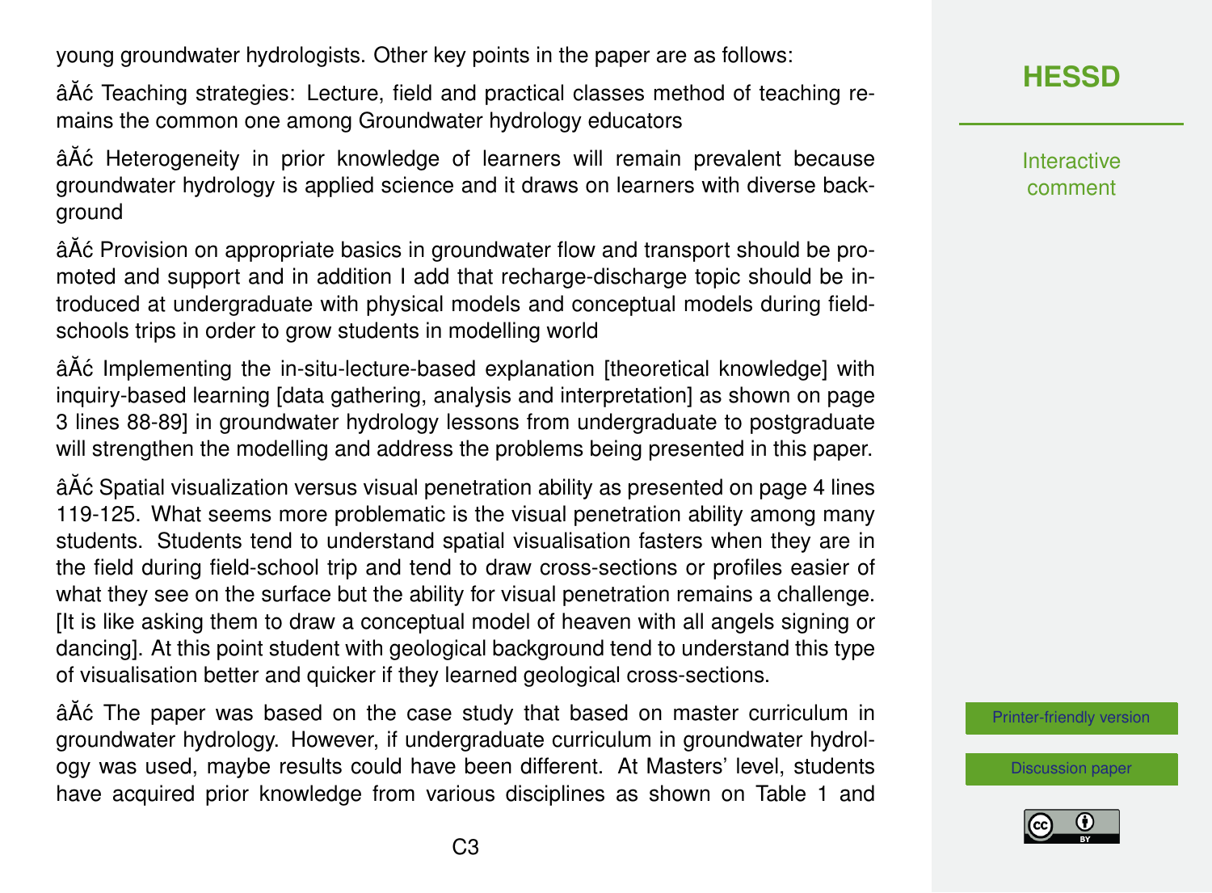young groundwater hydrologists. Other key points in the paper are as follows:

âĂć Teaching strategies: Lecture, field and practical classes method of teaching remains the common one among Groundwater hydrology educators

âĂć Heterogeneity in prior knowledge of learners will remain prevalent because groundwater hydrology is applied science and it draws on learners with diverse background

âĂć Provision on appropriate basics in groundwater flow and transport should be promoted and support and in addition I add that recharge-discharge topic should be introduced at undergraduate with physical models and conceptual models during field-schools trips in order to grow students in modelling world

âĂć Implementing the in-situ-lecture-based explanation [theoretical knowledge] with inquiry-based learning [data gathering, analysis and interpretation] as shown on page 3 lines 88-89] in groundwater hydrology lessons from undergraduate to postgraduate will strengthen the modelling and address the problems being presented in this paper.

âĂć Spatial visualization versus visual penetration ability as presented on page 4 lines 119-125. What seems more problematic is the visual penetration ability among many students. Students tend to understand spatial visualisation fasters when they are in the field during field-school trip and tend to draw cross-sections or profiles easier of what they see on the surface but the ability for visual penetration remains a challenge. [It is like asking them to draw a conceptual model of heaven with all angels signing or dancing]. At this point student with geological background tend to understand this type of visualisation better and quicker if they learned geological cross-sections.

âĂć The paper was based on the case study that based on master curriculum in groundwater hydrology. However, if undergraduate curriculum in groundwater hydrology was used, maybe results could have been different. At Masters' level, students have acquired prior knowledge from various disciplines as shown on Table 1 and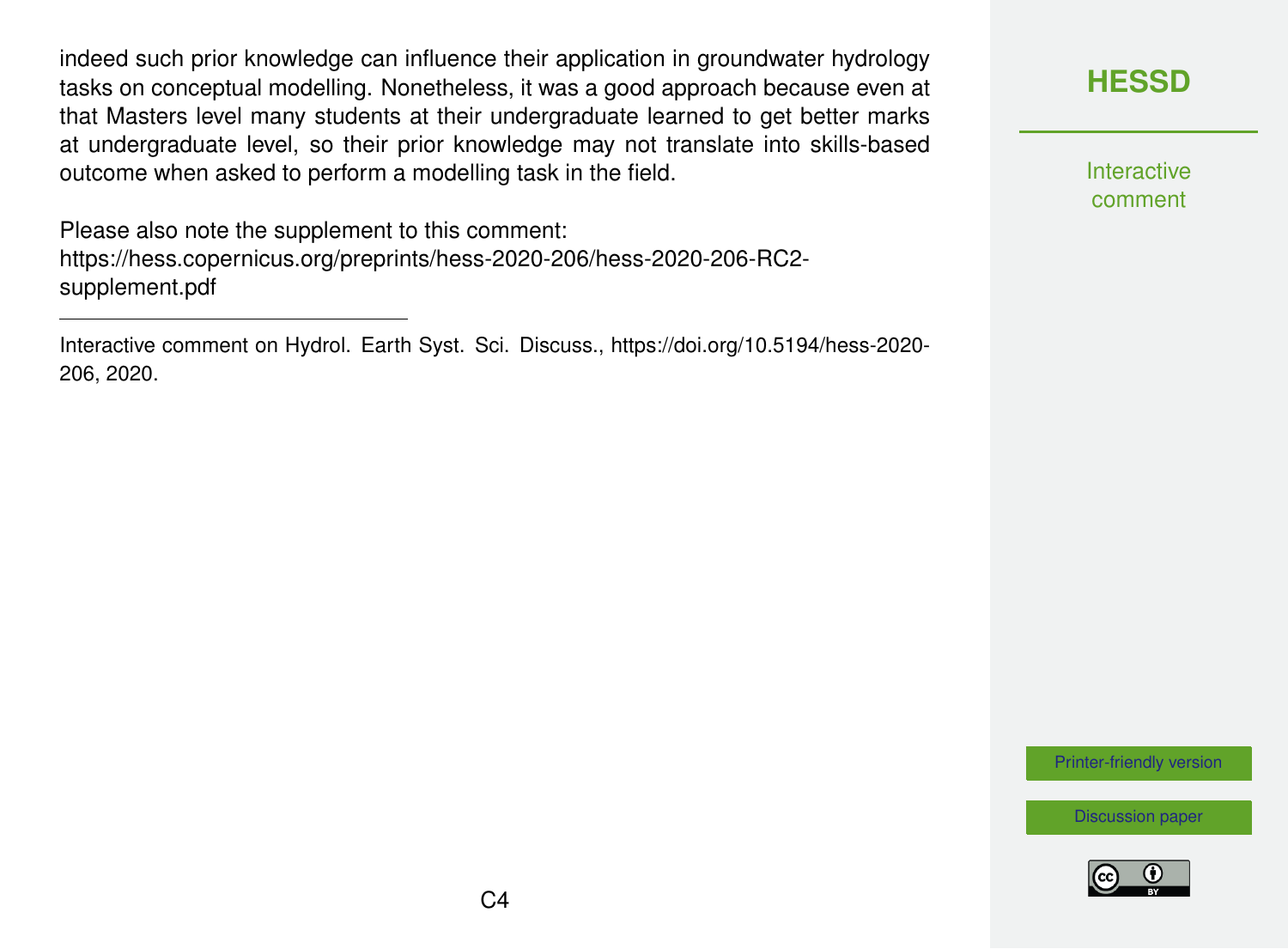indeed such prior knowledge can influence their application in groundwater hydrology tasks on conceptual modelling. Nonetheless, it was a good approach because even at that Masters level many students at their undergraduate learned to get better marks at undergraduate level, so their prior knowledge may not translate into skills-based outcome when asked to perform a modelling task in the field.

Please also note the supplement to this comment:
https://hess.copernicus.org/preprints/hess-2020-206/hess-2020-206-RC2-supplement.pdf

---

Interactive comment on Hydrol. Earth Syst. Sci. Discuss., https://doi.org/10.5194/hess-2020-206, 2020.